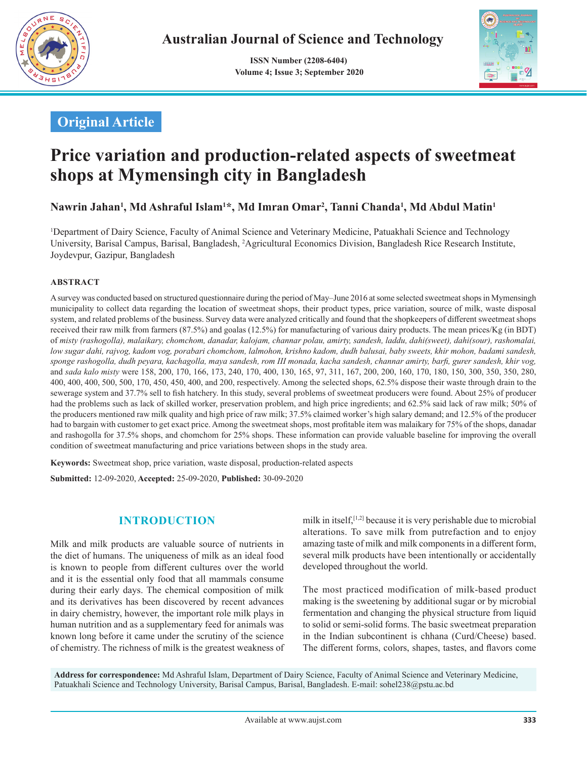Australian Journal of Science and Technology

ISSN Number (2208-6404)
Volume 4; Issue 3; September 2020

**Original Article**

# Price variation and production-related aspects of sweetmeat shops at Mymensingh city in Bangladesh

**Nawrin Jahan[1], Md Ashraful Islam[1]*, Md Imran Omar[2], Tanni Chanda[1], Md Abdul Matin[1]**

[1]Department of Dairy Science, Faculty of Animal Science and Veterinary Medicine, Patuakhali Science and Technology University, Barisal Campus, Barisal, Bangladesh, [2]Agricultural Economics Division, Bangladesh Rice Research Institute, Joydevpur, Gazipur, Bangladesh

## ABSTRACT

A survey was conducted based on structured questionnaire during the period of May–June 2016 at some selected sweetmeat shops in Mymensingh municipality to collect data regarding the location of sweetmeat shops, their product types, price variation, source of milk, waste disposal system, and related problems of the business. Survey data were analyzed critically and found that the shopkeepers of different sweetmeat shops received their raw milk from farmers (87.5%) and goalas (12.5%) for manufacturing of various dairy products. The mean prices/Kg (in BDT) of *misty (rashogolla), malaikary, chomchom, danadar, kalojam, channar polau, amirty, sandesh, laddu, dahi(sweet), dahi(sour), rashomalai, low sugar dahi, rajvog, kadom vog, porabari chomchom, lalmohon, krishno kadom, dudh balusai, baby sweets, khir mohon, badami sandesh, sponge rashogolla, dudh peyara, kachagolla, maya sandesh, rom III monada, kacha sandesh, channar amirty, barfi, gurer sandesh, khir vog,* and *sada kalo misty* were 158, 200, 170, 166, 173, 240, 170, 400, 130, 165, 97, 311, 167, 200, 200, 160, 170, 180, 150, 300, 350, 350, 280, 400, 400, 400, 500, 500, 170, 450, 450, 400, and 200, respectively. Among the selected shops, 62.5% dispose their waste through drain to the sewerage system and 37.7% sell to fish hatchery. In this study, several problems of sweetmeat producers were found. About 25% of producer had the problems such as lack of skilled worker, preservation problem, and high price ingredients; and 62.5% said lack of raw milk; 50% of the producers mentioned raw milk quality and high price of raw milk; 37.5% claimed worker's high salary demand; and 12.5% of the producer had to bargain with customer to get exact price. Among the sweetmeat shops, most profitable item was malaikary for 75% of the shops, danadar and rashogolla for 37.5% shops, and chomchom for 25% shops. These information can provide valuable baseline for improving the overall condition of sweetmeat manufacturing and price variations between shops in the study area.

**Keywords:** Sweetmeat shop, price variation, waste disposal, production-related aspects

**Submitted:** 12-09-2020, **Accepted:** 25-09-2020, **Published:** 30-09-2020

## INTRODUCTION

Milk and milk products are valuable source of nutrients in the diet of humans. The uniqueness of milk as an ideal food is known to people from different cultures over the world and it is the essential only food that all mammals consume during their early days. The chemical composition of milk and its derivatives has been discovered by recent advances in dairy chemistry, however, the important role milk plays in human nutrition and as a supplementary feed for animals was known long before it came under the scrutiny of the science of chemistry. The richness of milk is the greatest weakness of milk in itself,[1,2] because it is very perishable due to microbial alterations. To save milk from putrefaction and to enjoy amazing taste of milk and milk components in a different form, several milk products have been intentionally or accidentally developed throughout the world.

The most practiced modification of milk-based product making is the sweetening by additional sugar or by microbial fermentation and changing the physical structure from liquid to solid or semi-solid forms. The basic sweetmeat preparation in the Indian subcontinent is chhana (Curd/Cheese) based. The different forms, colors, shapes, tastes, and flavors come

**Address for correspondence:** Md Ashraful Islam, Department of Dairy Science, Faculty of Animal Science and Veterinary Medicine, Patuakhali Science and Technology University, Barisal Campus, Barisal, Bangladesh. E-mail: sohel238@pstu.ac.bd

Available at www.aujst.com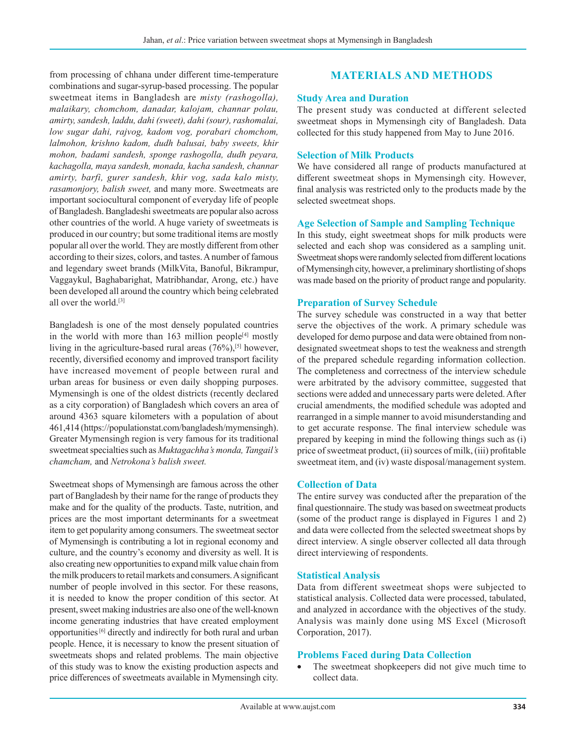from processing of chhana under different time-temperature combinations and sugar-syrup-based processing. The popular sweetmeat items in Bangladesh are *misty (rashogolla), malaikary, chomchom, danadar, kalojam, channar polau, amirty, sandesh, laddu, dahi (sweet), dahi (sour), rashomalai, low sugar dahi, rajvog, kadom vog, porabari chomchom, lalmohon, krishno kadom, dudh balusai, baby sweets, khir mohon, badami sandesh, sponge rashogolla, dudh peyara, kachagolla, maya sandesh, monada, kacha sandesh, channar amirty, barfi, gurer sandesh, khir vog, sada kalo misty, rasamonjory, balish sweet,* and many more. Sweetmeats are important sociocultural component of everyday life of people of Bangladesh. Bangladeshi sweetmeats are popular also across other countries of the world. A huge variety of sweetmeats is produced in our country; but some traditional items are mostly popular all over the world. They are mostly different from other according to their sizes, colors, and tastes. A number of famous and legendary sweet brands (MilkVita, Banoful, Bikrampur, Vaggaykul, Baghabarighat, Matribhandar, Arong, etc.) have been developed all around the country which being celebrated all over the world.[3]

Bangladesh is one of the most densely populated countries in the world with more than 163 million people[4] mostly living in the agriculture-based rural areas (76%),[5] however, recently, diversified economy and improved transport facility have increased movement of people between rural and urban areas for business or even daily shopping purposes. Mymensingh is one of the oldest districts (recently declared as a city corporation) of Bangladesh which covers an area of around 4363 square kilometers with a population of about 461,414 (https://populationstat.com/bangladesh/mymensingh). Greater Mymensingh region is very famous for its traditional sweetmeat specialties such as *Muktagachha's monda, Tangail's chamcham,* and *Netrokona's balish sweet.*

Sweetmeat shops of Mymensingh are famous across the other part of Bangladesh by their name for the range of products they make and for the quality of the products. Taste, nutrition, and prices are the most important determinants for a sweetmeat item to get popularity among consumers. The sweetmeat sector of Mymensingh is contributing a lot in regional economy and culture, and the country's economy and diversity as well. It is also creating new opportunities to expand milk value chain from the milk producers to retail markets and consumers. A significant number of people involved in this sector. For these reasons, it is needed to know the proper condition of this sector. At present, sweet making industries are also one of the well-known income generating industries that have created employment opportunities[6] directly and indirectly for both rural and urban people. Hence, it is necessary to know the present situation of sweetmeats shops and related problems. The main objective of this study was to know the existing production aspects and price differences of sweetmeats available in Mymensingh city.

## MATERIALS AND METHODS

### Study Area and Duration

The present study was conducted at different selected sweetmeat shops in Mymensingh city of Bangladesh. Data collected for this study happened from May to June 2016.

### Selection of Milk Products

We have considered all range of products manufactured at different sweetmeat shops in Mymensingh city. However, final analysis was restricted only to the products made by the selected sweetmeat shops.

### Age Selection of Sample and Sampling Technique

In this study, eight sweetmeat shops for milk products were selected and each shop was considered as a sampling unit. Sweetmeat shops were randomly selected from different locations of Mymensingh city, however, a preliminary shortlisting of shops was made based on the priority of product range and popularity.

### Preparation of Survey Schedule

The survey schedule was constructed in a way that better serve the objectives of the work. A primary schedule was developed for demo purpose and data were obtained from non-designated sweetmeat shops to test the weakness and strength of the prepared schedule regarding information collection. The completeness and correctness of the interview schedule were arbitrated by the advisory committee, suggested that sections were added and unnecessary parts were deleted. After crucial amendments, the modified schedule was adopted and rearranged in a simple manner to avoid misunderstanding and to get accurate response. The final interview schedule was prepared by keeping in mind the following things such as (i) price of sweetmeat product, (ii) sources of milk, (iii) profitable sweetmeat item, and (iv) waste disposal/management system.

### Collection of Data

The entire survey was conducted after the preparation of the final questionnaire. The study was based on sweetmeat products (some of the product range is displayed in Figures 1 and 2) and data were collected from the selected sweetmeat shops by direct interview. A single observer collected all data through direct interviewing of respondents.

### Statistical Analysis

Data from different sweetmeat shops were subjected to statistical analysis. Collected data were processed, tabulated, and analyzed in accordance with the objectives of the study. Analysis was mainly done using MS Excel (Microsoft Corporation, 2017).

### Problems Faced during Data Collection

- The sweetmeat shopkeepers did not give much time to collect data.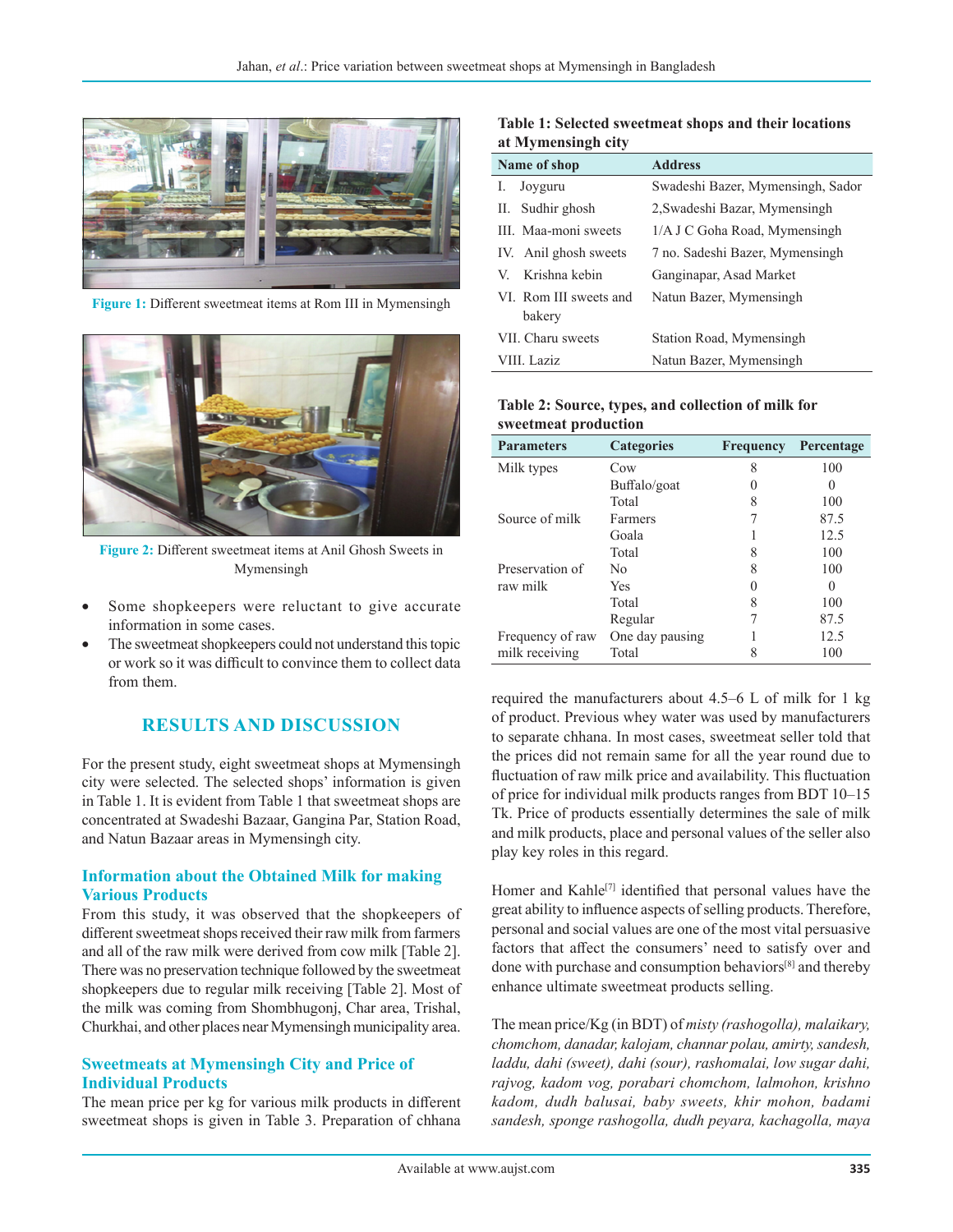Figure 1: Different sweetmeat items at Rom III in Mymensingh

Figure 2: Different sweetmeat items at Anil Ghosh Sweets in Mymensingh

- Some shopkeepers were reluctant to give accurate information in some cases.
- The sweetmeat shopkeepers could not understand this topic or work so it was difficult to convince them to collect data from them.

## RESULTS AND DISCUSSION

For the present study, eight sweetmeat shops at Mymensingh city were selected. The selected shops' information is given in Table 1. It is evident from Table 1 that sweetmeat shops are concentrated at Swadeshi Bazaar, Gangina Par, Station Road, and Natun Bazaar areas in Mymensingh city.

### Information about the Obtained Milk for making Various Products

From this study, it was observed that the shopkeepers of different sweetmeat shops received their raw milk from farmers and all of the raw milk were derived from cow milk [Table 2]. There was no preservation technique followed by the sweetmeat shopkeepers due to regular milk receiving [Table 2]. Most of the milk was coming from Shombhugonj, Char area, Trishal, Churkhai, and other places near Mymensingh municipality area.

### Sweetmeats at Mymensingh City and Price of Individual Products

The mean price per kg for various milk products in different sweetmeat shops is given in Table 3. Preparation of chhana required the manufacturers about 4.5–6 L of milk for 1 kg of product. Previous whey water was used by manufacturers to separate chhana. In most cases, sweetmeat seller told that the prices did not remain same for all the year round due to fluctuation of raw milk price and availability. This fluctuation of price for individual milk products ranges from BDT 10–15 Tk. Price of products essentially determines the sale of milk and milk products, place and personal values of the seller also play key roles in this regard.

Homer and Kahle[7] identified that personal values have the great ability to influence aspects of selling products. Therefore, personal and social values are one of the most vital persuasive factors that affect the consumers' need to satisfy over and done with purchase and consumption behaviors[8] and thereby enhance ultimate sweetmeat products selling.

The mean price/Kg (in BDT) of *misty (rashogolla), malaikary, chomchom, danadar, kalojam, channar polau, amirty, sandesh, laddu, dahi (sweet), dahi (sour), rashomalai, low sugar dahi, rajvog, kadom vog, porabari chomchom, lalmohon, krishno kadom, dudh balusai, baby sweets, khir mohon, badami sandesh, sponge rashogolla, dudh peyara, kachagolla, maya*

**Table 1: Selected sweetmeat shops and their locations at Mymensingh city**

| Name of shop | Address |
|---|---|
| I. Joyguru | Swadeshi Bazer, Mymensingh, Sador |
| II. Sudhir ghosh | 2,Swadeshi Bazar, Mymensingh |
| III. Maa-moni sweets | 1/A J C Goha Road, Mymensingh |
| IV. Anil ghosh sweets | 7 no. Sadeshi Bazer, Mymensingh |
| V. Krishna kebin | Ganginapar, Asad Market |
| VI. Rom III sweets and bakery | Natun Bazer, Mymensingh |
| VII. Charu sweets | Station Road, Mymensingh |
| VIII. Laziz | Natun Bazer, Mymensingh |

**Table 2: Source, types, and collection of milk for sweetmeat production**

| Parameters | Categories | Frequency | Percentage |
|---|---|---|---|
| Milk types | Cow | 8 | 100 |
| | Buffalo/goat | 0 | 0 |
| | Total | 8 | 100 |
| Source of milk | Farmers | 7 | 87.5 |
| | Goala | 1 | 12.5 |
| | Total | 8 | 100 |
| Preservation of raw milk | No | 8 | 100 |
| | Yes | 0 | 0 |
| | Total | 8 | 100 |
| Frequency of raw milk receiving | Regular | 7 | 87.5 |
| | One day pausing | 1 | 12.5 |
| | Total | 8 | 100 |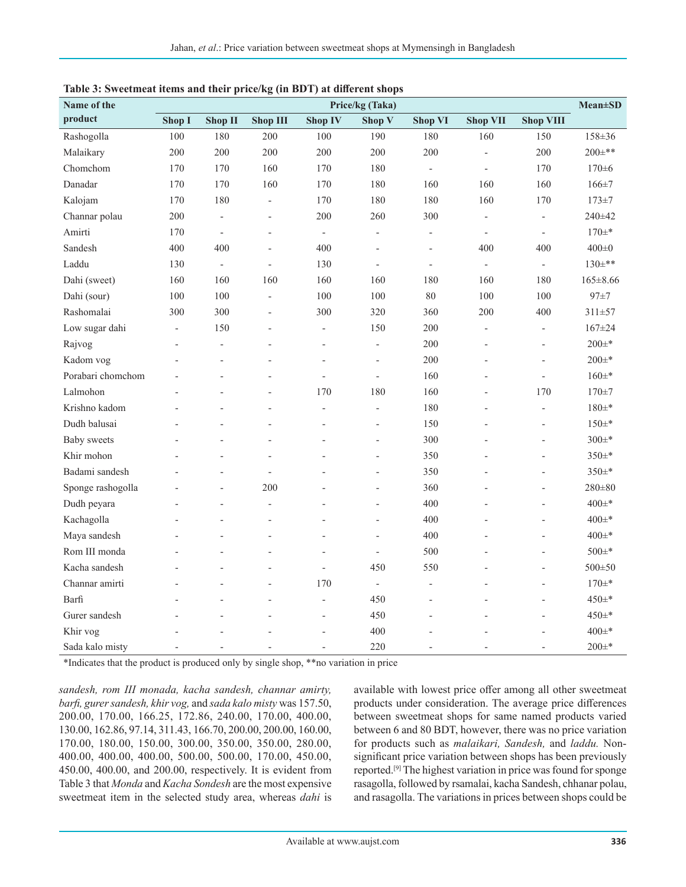**Table 3: Sweetmeat items and their price/kg (in BDT) at different shops**

| Name of the product | Price/kg (Taka) | | | | | | | | Mean±SD |
|---|---|---|---|---|---|---|---|---|---|
| | Shop I | Shop II | Shop III | Shop IV | Shop V | Shop VI | Shop VII | Shop VIII | |
| Rashogolla | 100 | 180 | 200 | 100 | 190 | 180 | 160 | 150 | 158±36 |
| Malaikary | 200 | 200 | 200 | 200 | 200 | 200 | - | 200 | 200±** |
| Chomchom | 170 | 170 | 160 | 170 | 180 | - | - | 170 | 170±6 |
| Danadar | 170 | 170 | 160 | 170 | 180 | 160 | 160 | 160 | 166±7 |
| Kalojam | 170 | 180 | - | 170 | 180 | 180 | 160 | 170 | 173±7 |
| Channar polau | 200 | - | - | 200 | 260 | 300 | - | - | 240±42 |
| Amirti | 170 | - | - | - | - | - | - | - | 170±* |
| Sandesh | 400 | 400 | - | 400 | - | - | 400 | 400 | 400±0 |
| Laddu | 130 | - | - | 130 | - | - | - | - | 130±** |
| Dahi (sweet) | 160 | 160 | 160 | 160 | 160 | 180 | 160 | 180 | 165±8.66 |
| Dahi (sour) | 100 | 100 | - | 100 | 100 | 80 | 100 | 100 | 97±7 |
| Rashomalai | 300 | 300 | - | 300 | 320 | 360 | 200 | 400 | 311±57 |
| Low sugar dahi | - | 150 | - | - | 150 | 200 | - | - | 167±24 |
| Rajvog | - | - | - | - | - | 200 | - | - | 200±* |
| Kadom vog | - | - | - | - | - | 200 | - | - | 200±* |
| Porabari chomchom | - | - | - | - | - | 160 | - | - | 160±* |
| Lalmohon | - | - | - | 170 | 180 | 160 | - | 170 | 170±7 |
| Krishno kadom | - | - | - | - | - | 180 | - | - | 180±* |
| Dudh balusai | - | - | - | - | - | 150 | - | - | 150±* |
| Baby sweets | - | - | - | - | - | 300 | - | - | 300±* |
| Khir mohon | - | - | - | - | - | 350 | - | - | 350±* |
| Badami sandesh | - | - | - | - | - | 350 | - | - | 350±* |
| Sponge rashogolla | - | - | 200 | - | - | 360 | - | - | 280±80 |
| Dudh peyara | - | - | - | - | - | 400 | - | - | 400±* |
| Kachagolla | - | - | - | - | - | 400 | - | - | 400±* |
| Maya sandesh | - | - | - | - | - | 400 | - | - | 400±* |
| Rom III monda | - | - | - | - | - | 500 | - | - | 500±* |
| Kacha sandesh | - | - | - | - | 450 | 550 | - | - | 500±50 |
| Channar amirti | - | - | - | 170 | - | - | - | - | 170±* |
| Barfi | - | - | - | - | 450 | - | - | - | 450±* |
| Gurer sandesh | - | - | - | - | 450 | - | - | - | 450±* |
| Khir vog | - | - | - | - | 400 | - | - | - | 400±* |
| Sada kalo misty | - | - | - | - | 220 | - | - | - | 200±* |

*Indicates that the product is produced only by single shop, **no variation in price

*sandesh, rom III monada, kacha sandesh, channar amirty, barfi, gurer sandesh, khir vog,* and *sada kalo misty* was 157.50, 200.00, 170.00, 166.25, 172.86, 240.00, 170.00, 400.00, 130.00, 162.86, 97.14, 311.43, 166.70, 200.00, 200.00, 160.00, 170.00, 180.00, 150.00, 300.00, 350.00, 350.00, 280.00, 400.00, 400.00, 400.00, 500.00, 500.00, 170.00, 450.00, 450.00, 400.00, and 200.00, respectively. It is evident from Table 3 that *Monda* and *Kacha Sondesh* are the most expensive sweetmeat item in the selected study area, whereas *dahi* is available with lowest price offer among all other sweetmeat products under consideration. The average price differences between sweetmeat shops for same named products varied between 6 and 80 BDT, however, there was no price variation for products such as *malaikari, Sandesh,* and *laddu.* Non-significant price variation between shops has been previously reported.[9] The highest variation in price was found for sponge rasagolla, followed by rsamalai, kacha Sandesh, chhanar polau, and rasagolla. The variations in prices between shops could be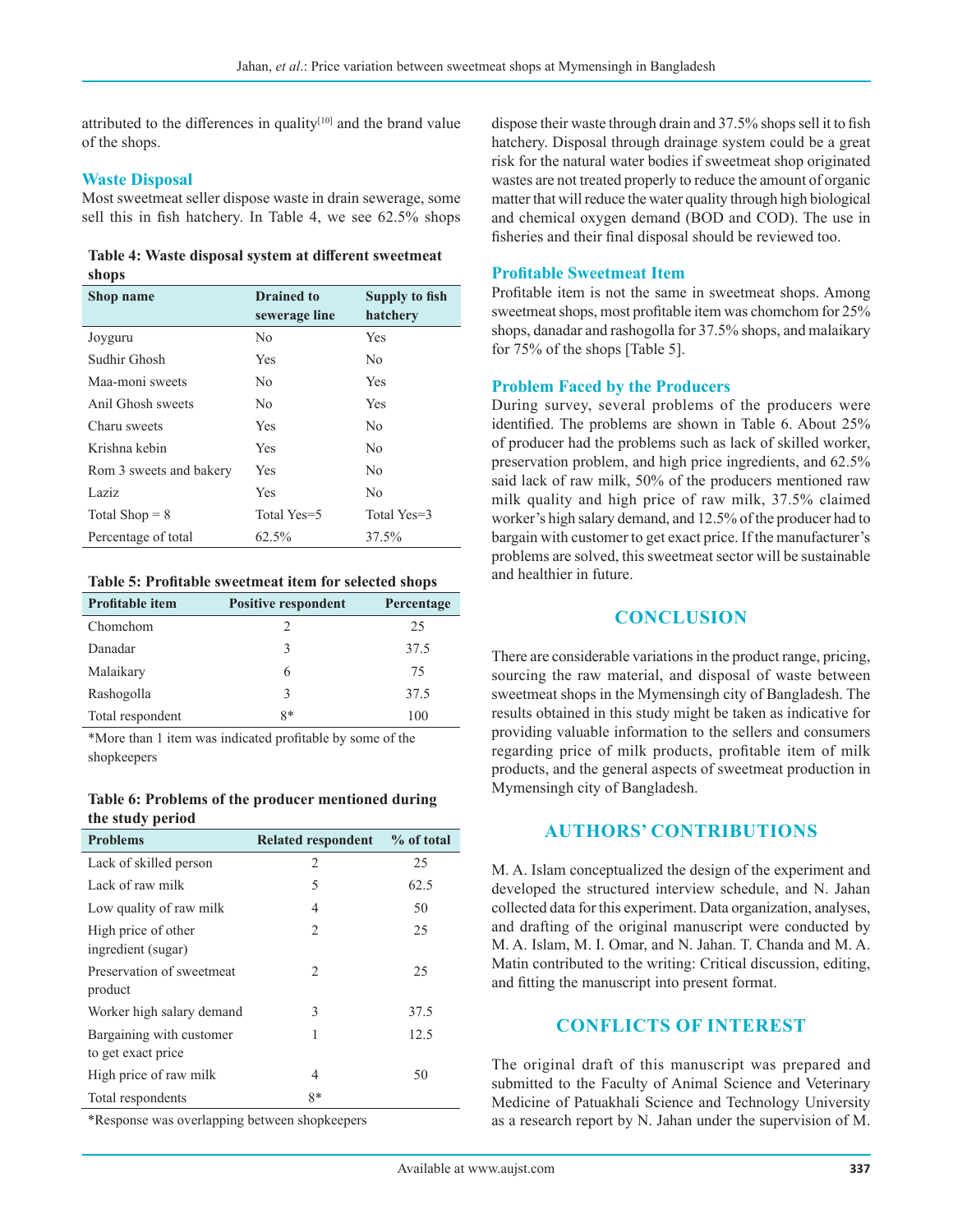attributed to the differences in quality[10] and the brand value of the shops.

## Waste Disposal

Most sweetmeat seller dispose waste in drain sewerage, some sell this in fish hatchery. In Table 4, we see 62.5% shops dispose their waste through drain and 37.5% shops sell it to fish hatchery. Disposal through drainage system could be a great risk for the natural water bodies if sweetmeat shop originated wastes are not treated properly to reduce the amount of organic matter that will reduce the water quality through high biological and chemical oxygen demand (BOD and COD). The use in fisheries and their final disposal should be reviewed too.

**Table 4: Waste disposal system at different sweetmeat shops**

| Shop name | Drained to sewerage line | Supply to fish hatchery |
|---|---|---|
| Joyguru | No | Yes |
| Sudhir Ghosh | Yes | No |
| Maa-moni sweets | No | Yes |
| Anil Ghosh sweets | No | Yes |
| Charu sweets | Yes | No |
| Krishna kebin | Yes | No |
| Rom 3 sweets and bakery | Yes | No |
| Laziz | Yes | No |
| Total Shop = 8 | Total Yes=5 | Total Yes=3 |
| Percentage of total | 62.5% | 37.5% |

## Profitable Sweetmeat Item

Profitable item is not the same in sweetmeat shops. Among sweetmeat shops, most profitable item was chomchom for 25% shops, danadar and rashogolla for 37.5% shops, and malaikary for 75% of the shops [Table 5].

**Table 5: Profitable sweetmeat item for selected shops**

| Profitable item | Positive respondent | Percentage |
|---|---|---|
| Chomchom | 2 | 25 |
| Danadar | 3 | 37.5 |
| Malaikary | 6 | 75 |
| Rashogolla | 3 | 37.5 |
| Total respondent | 8* | 100 |

*More than 1 item was indicated profitable by some of the shopkeepers

## Problem Faced by the Producers

During survey, several problems of the producers were identified. The problems are shown in Table 6. About 25% of producer had the problems such as lack of skilled worker, preservation problem, and high price ingredients, and 62.5% said lack of raw milk, 50% of the producers mentioned raw milk quality and high price of raw milk, 37.5% claimed worker's high salary demand, and 12.5% of the producer had to bargain with customer to get exact price. If the manufacturer's problems are solved, this sweetmeat sector will be sustainable and healthier in future.

**Table 6: Problems of the producer mentioned during the study period**

| Problems | Related respondent | % of total |
|---|---|---|
| Lack of skilled person | 2 | 25 |
| Lack of raw milk | 5 | 62.5 |
| Low quality of raw milk | 4 | 50 |
| High price of other ingredient (sugar) | 2 | 25 |
| Preservation of sweetmeat product | 2 | 25 |
| Worker high salary demand | 3 | 37.5 |
| Bargaining with customer to get exact price | 1 | 12.5 |
| High price of raw milk | 4 | 50 |
| Total respondents | 8* | |

*Response was overlapping between shopkeepers

# CONCLUSION

There are considerable variations in the product range, pricing, sourcing the raw material, and disposal of waste between sweetmeat shops in the Mymensingh city of Bangladesh. The results obtained in this study might be taken as indicative for providing valuable information to the sellers and consumers regarding price of milk products, profitable item of milk products, and the general aspects of sweetmeat production in Mymensingh city of Bangladesh.

# AUTHORS' CONTRIBUTIONS

M. A. Islam conceptualized the design of the experiment and developed the structured interview schedule, and N. Jahan collected data for this experiment. Data organization, analyses, and drafting of the original manuscript were conducted by M. A. Islam, M. I. Omar, and N. Jahan. T. Chanda and M. A. Matin contributed to the writing: Critical discussion, editing, and fitting the manuscript into present format.

# CONFLICTS OF INTEREST

The original draft of this manuscript was prepared and submitted to the Faculty of Animal Science and Veterinary Medicine of Patuakhali Science and Technology University as a research report by N. Jahan under the supervision of M.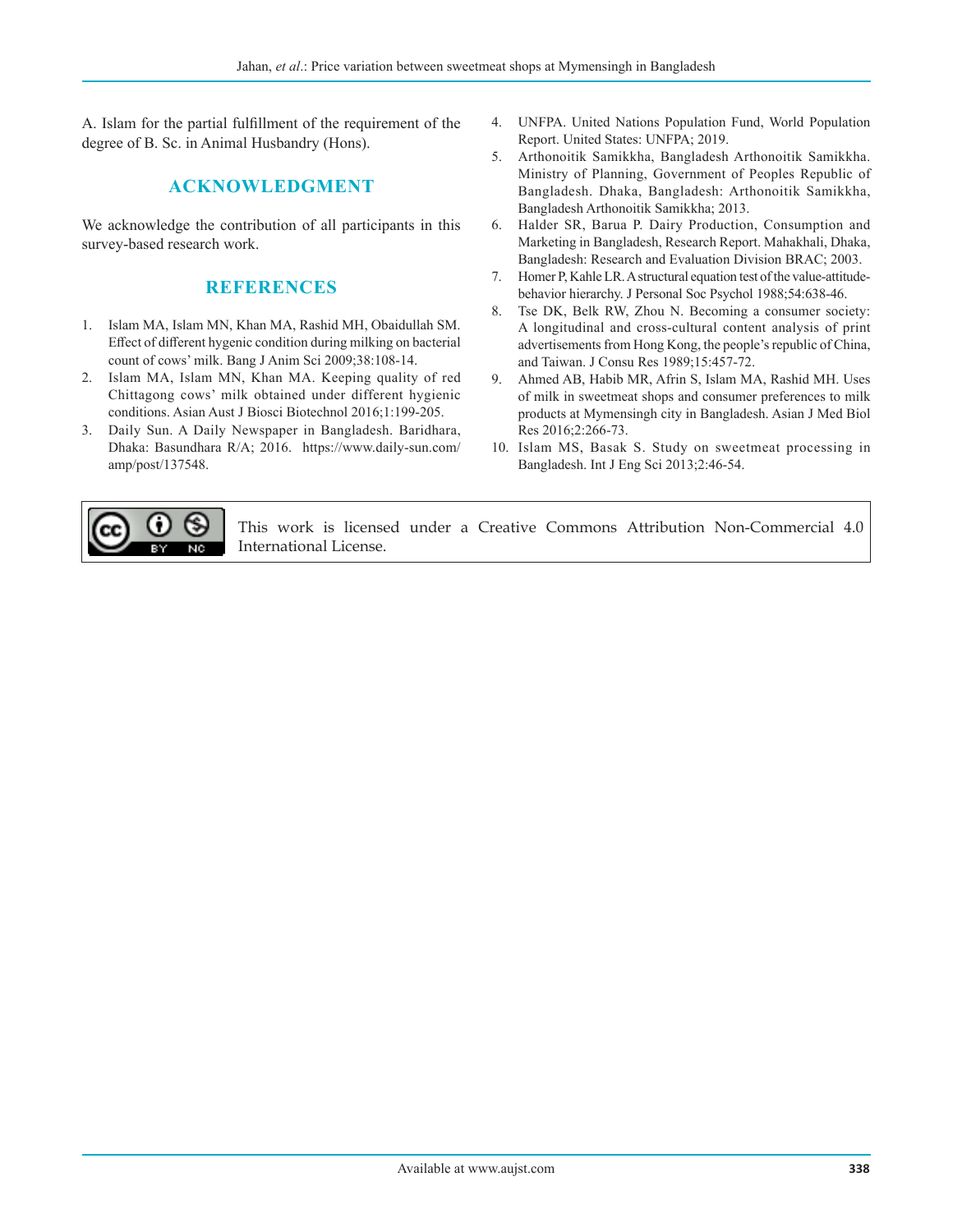A. Islam for the partial fulfillment of the requirement of the degree of B. Sc. in Animal Husbandry (Hons).

## ACKNOWLEDGMENT

We acknowledge the contribution of all participants in this survey-based research work.

## REFERENCES

1. Islam MA, Islam MN, Khan MA, Rashid MH, Obaidullah SM. Effect of different hygenic condition during milking on bacterial count of cows' milk. Bang J Anim Sci 2009;38:108-14.
2. Islam MA, Islam MN, Khan MA. Keeping quality of red Chittagong cows' milk obtained under different hygienic conditions. Asian Aust J Biosci Biotechnol 2016;1:199-205.
3. Daily Sun. A Daily Newspaper in Bangladesh. Baridhara, Dhaka: Basundhara R/A; 2016. https://www.daily-sun.com/amp/post/137548.
4. UNFPA. United Nations Population Fund, World Population Report. United States: UNFPA; 2019.
5. Arthonoitik Samikkha, Bangladesh Arthonoitik Samikkha. Ministry of Planning, Government of Peoples Republic of Bangladesh. Dhaka, Bangladesh: Arthonoitik Samikkha, Bangladesh Arthonoitik Samikkha; 2013.
6. Halder SR, Barua P. Dairy Production, Consumption and Marketing in Bangladesh, Research Report. Mahakhali, Dhaka, Bangladesh: Research and Evaluation Division BRAC; 2003.
7. Homer P, Kahle LR. A structural equation test of the value-attitude-behavior hierarchy. J Personal Soc Psychol 1988;54:638-46.
8. Tse DK, Belk RW, Zhou N. Becoming a consumer society: A longitudinal and cross-cultural content analysis of print advertisements from Hong Kong, the people's republic of China, and Taiwan. J Consu Res 1989;15:457-72.
9. Ahmed AB, Habib MR, Afrin S, Islam MA, Rashid MH. Uses of milk in sweetmeat shops and consumer preferences to milk products at Mymensingh city in Bangladesh. Asian J Med Biol Res 2016;2:266-73.
10. Islam MS, Basak S. Study on sweetmeat processing in Bangladesh. Int J Eng Sci 2013;2:46-54.

This work is licensed under a Creative Commons Attribution Non-Commercial 4.0 International License.